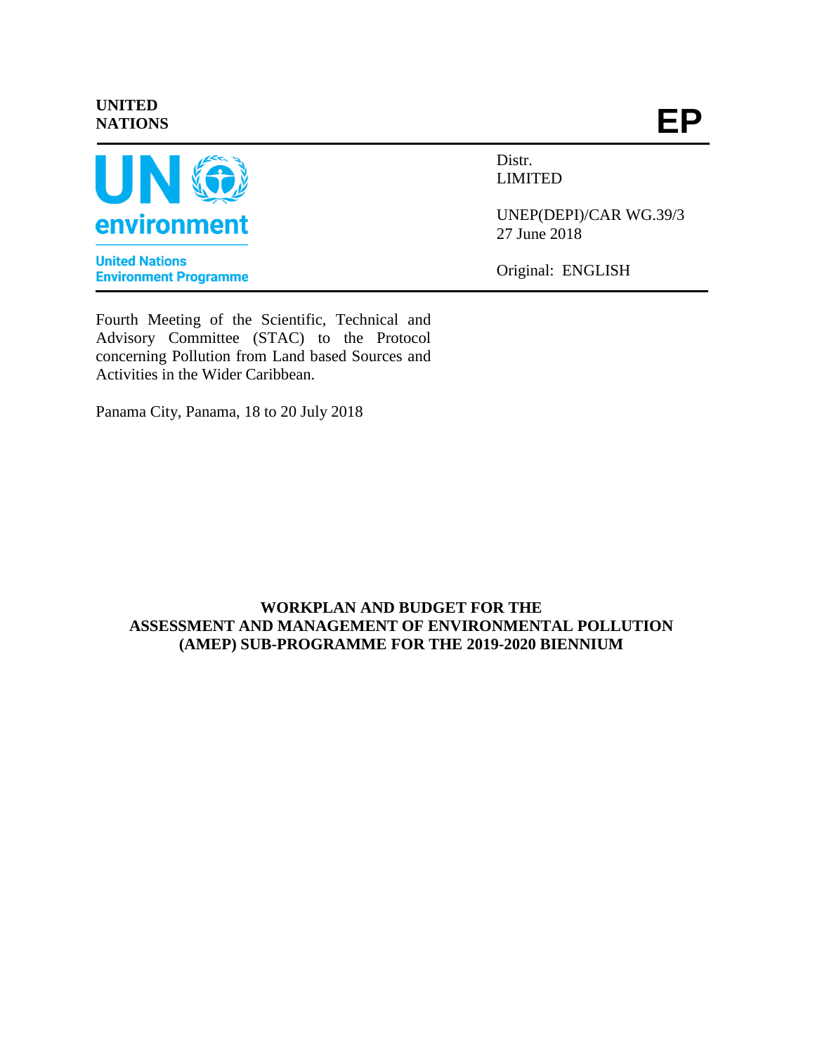UNITED NATIONS

**EP**

UN environment

United Nations Environment Programme

Distr.
LIMITED

UNEP(DEPI)/CAR WG.39/3
27 June 2018

Original: ENGLISH

Fourth Meeting of the Scientific, Technical and Advisory Committee (STAC) to the Protocol concerning Pollution from Land based Sources and Activities in the Wider Caribbean.

Panama City, Panama, 18 to 20 July 2018

**WORKPLAN AND BUDGET FOR THE ASSESSMENT AND MANAGEMENT OF ENVIRONMENTAL POLLUTION (AMEP) SUB-PROGRAMME FOR THE 2019-2020 BIENNIUM**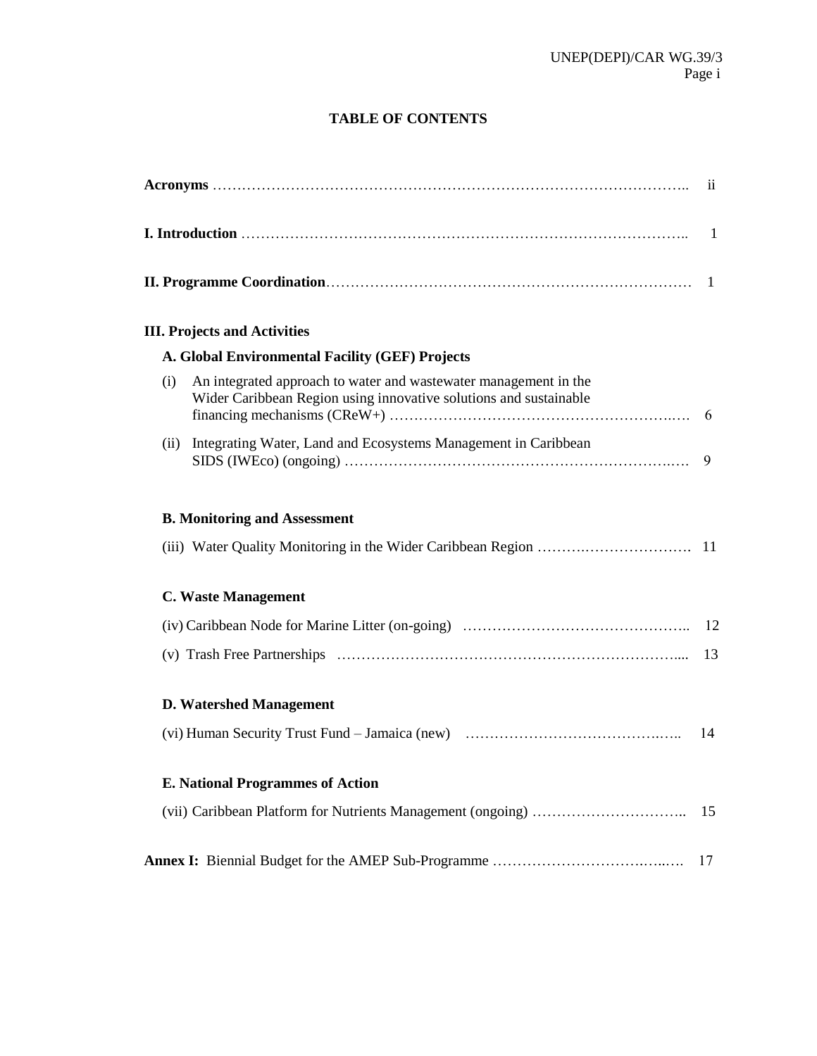# TABLE OF CONTENTS

**Acronyms** …………………………………………………………………………………….. ii

**I. Introduction** …………………………………………………………………………….. 1

**II. Programme Coordination**………………………………………………………………… 1

**III. Projects and Activities**

**A. Global Environmental Facility (GEF) Projects**

(i) An integrated approach to water and wastewater management in the Wider Caribbean Region using innovative solutions and sustainable financing mechanisms (CReW+) ……………………………………………….…. 6

(ii) Integrating Water, Land and Ecosystems Management in Caribbean SIDS (IWEco) (ongoing) ………………………………………………………….… 9

**B. Monitoring and Assessment**

(iii) Water Quality Monitoring in the Wider Caribbean Region ……….…………………. 11

**C. Waste Management**

(iv) Caribbean Node for Marine Litter (on-going) ……………………………………….. 12

(v) Trash Free Partnerships …………………………………………………………..... 13

**D. Watershed Management**

(vi) Human Security Trust Fund – Jamaica (new) ………………………………….….. 14

**E. National Programmes of Action**

(vii) Caribbean Platform for Nutrients Management (ongoing) ………………………….. 15

**Annex I:** Biennial Budget for the AMEP Sub-Programme …………………………….…..…. 17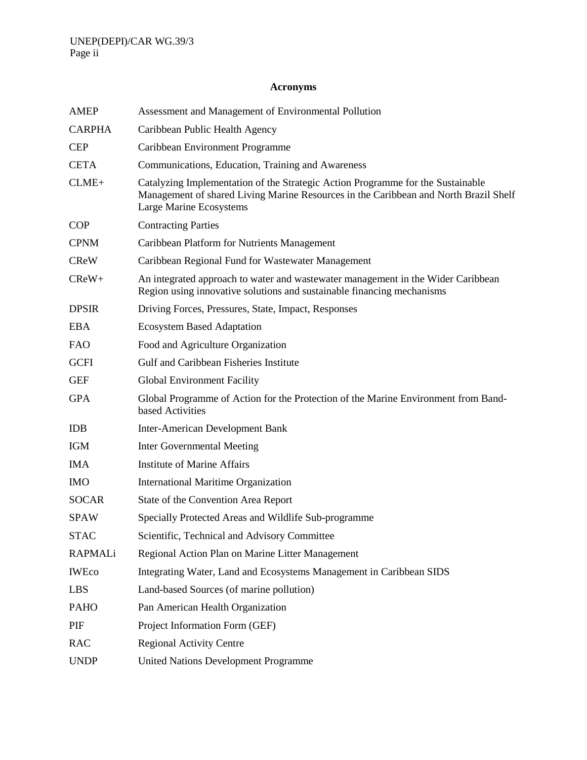## Acronyms

| | |
|---|---|
| AMEP | Assessment and Management of Environmental Pollution |
| CARPHA | Caribbean Public Health Agency |
| CEP | Caribbean Environment Programme |
| CETA | Communications, Education, Training and Awareness |
| CLME+ | Catalyzing Implementation of the Strategic Action Programme for the Sustainable Management of shared Living Marine Resources in the Caribbean and North Brazil Shelf Large Marine Ecosystems |
| COP | Contracting Parties |
| CPNM | Caribbean Platform for Nutrients Management |
| CReW | Caribbean Regional Fund for Wastewater Management |
| CReW+ | An integrated approach to water and wastewater management in the Wider Caribbean Region using innovative solutions and sustainable financing mechanisms |
| DPSIR | Driving Forces, Pressures, State, Impact, Responses |
| EBA | Ecosystem Based Adaptation |
| FAO | Food and Agriculture Organization |
| GCFI | Gulf and Caribbean Fisheries Institute |
| GEF | Global Environment Facility |
| GPA | Global Programme of Action for the Protection of the Marine Environment from Band-based Activities |
| IDB | Inter-American Development Bank |
| IGM | Inter Governmental Meeting |
| IMA | Institute of Marine Affairs |
| IMO | International Maritime Organization |
| SOCAR | State of the Convention Area Report |
| SPAW | Specially Protected Areas and Wildlife Sub-programme |
| STAC | Scientific, Technical and Advisory Committee |
| RAPMALi | Regional Action Plan on Marine Litter Management |
| IWEco | Integrating Water, Land and Ecosystems Management in Caribbean SIDS |
| LBS | Land-based Sources (of marine pollution) |
| PAHO | Pan American Health Organization |
| PIF | Project Information Form (GEF) |
| RAC | Regional Activity Centre |
| UNDP | United Nations Development Programme |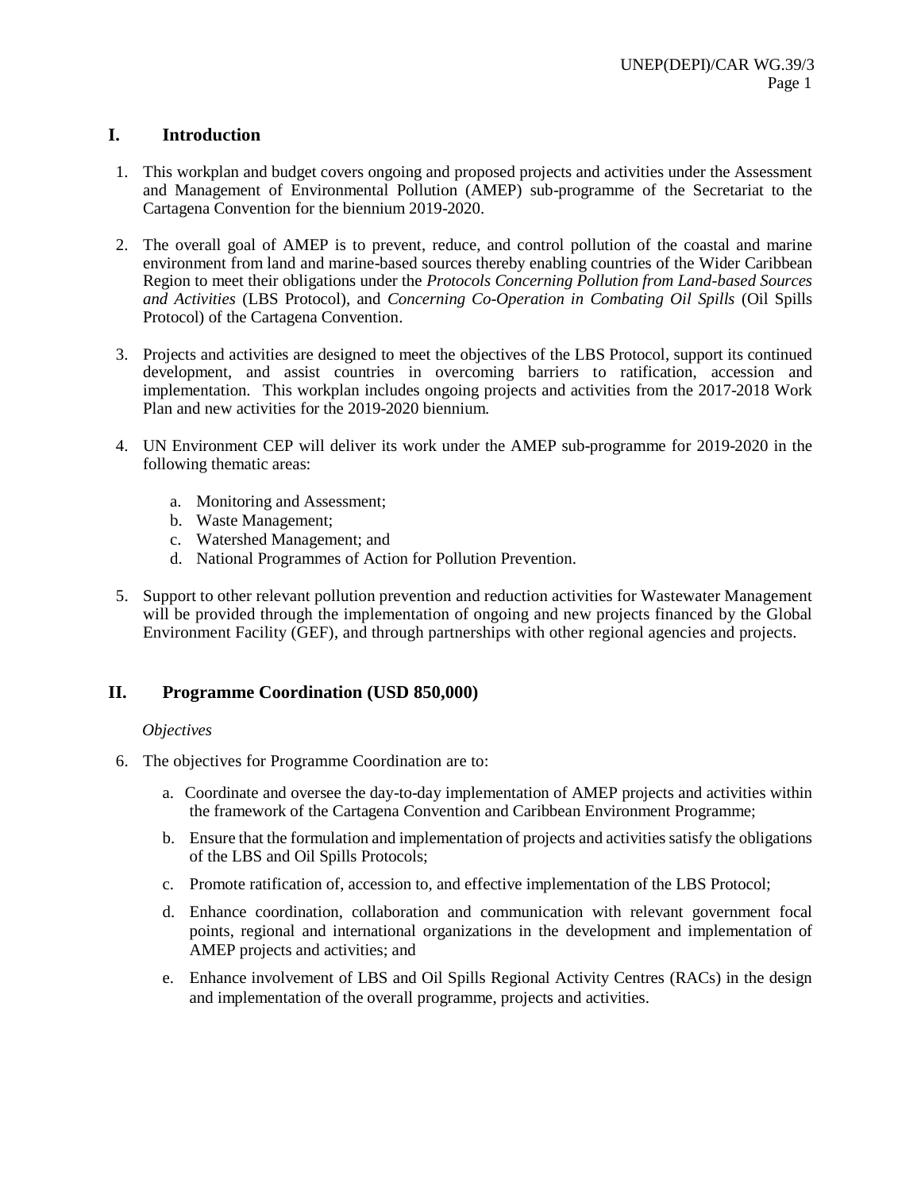## I. Introduction

1. This workplan and budget covers ongoing and proposed projects and activities under the Assessment and Management of Environmental Pollution (AMEP) sub-programme of the Secretariat to the Cartagena Convention for the biennium 2019-2020.

2. The overall goal of AMEP is to prevent, reduce, and control pollution of the coastal and marine environment from land and marine-based sources thereby enabling countries of the Wider Caribbean Region to meet their obligations under the *Protocols Concerning Pollution from Land-based Sources and Activities* (LBS Protocol), and *Concerning Co-Operation in Combating Oil Spills* (Oil Spills Protocol) of the Cartagena Convention.

3. Projects and activities are designed to meet the objectives of the LBS Protocol, support its continued development, and assist countries in overcoming barriers to ratification, accession and implementation. This workplan includes ongoing projects and activities from the 2017-2018 Work Plan and new activities for the 2019-2020 biennium.

4. UN Environment CEP will deliver its work under the AMEP sub-programme for 2019-2020 in the following thematic areas:

   a. Monitoring and Assessment;
   b. Waste Management;
   c. Watershed Management; and
   d. National Programmes of Action for Pollution Prevention.

5. Support to other relevant pollution prevention and reduction activities for Wastewater Management will be provided through the implementation of ongoing and new projects financed by the Global Environment Facility (GEF), and through partnerships with other regional agencies and projects.

## II. Programme Coordination (USD 850,000)

*Objectives*

6. The objectives for Programme Coordination are to:

   a. Coordinate and oversee the day-to-day implementation of AMEP projects and activities within the framework of the Cartagena Convention and Caribbean Environment Programme;

   b. Ensure that the formulation and implementation of projects and activities satisfy the obligations of the LBS and Oil Spills Protocols;

   c. Promote ratification of, accession to, and effective implementation of the LBS Protocol;

   d. Enhance coordination, collaboration and communication with relevant government focal points, regional and international organizations in the development and implementation of AMEP projects and activities; and

   e. Enhance involvement of LBS and Oil Spills Regional Activity Centres (RACs) in the design and implementation of the overall programme, projects and activities.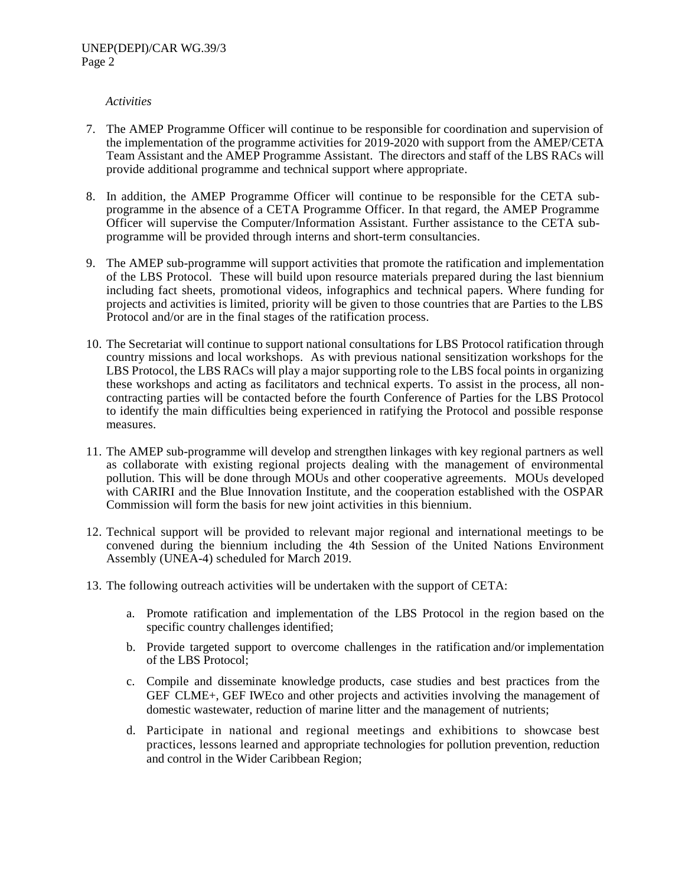*Activities*

7. The AMEP Programme Officer will continue to be responsible for coordination and supervision of the implementation of the programme activities for 2019-2020 with support from the AMEP/CETA Team Assistant and the AMEP Programme Assistant. The directors and staff of the LBS RACs will provide additional programme and technical support where appropriate.

8. In addition, the AMEP Programme Officer will continue to be responsible for the CETA sub-programme in the absence of a CETA Programme Officer. In that regard, the AMEP Programme Officer will supervise the Computer/Information Assistant. Further assistance to the CETA sub-programme will be provided through interns and short-term consultancies.

9. The AMEP sub-programme will support activities that promote the ratification and implementation of the LBS Protocol. These will build upon resource materials prepared during the last biennium including fact sheets, promotional videos, infographics and technical papers. Where funding for projects and activities is limited, priority will be given to those countries that are Parties to the LBS Protocol and/or are in the final stages of the ratification process.

10. The Secretariat will continue to support national consultations for LBS Protocol ratification through country missions and local workshops. As with previous national sensitization workshops for the LBS Protocol, the LBS RACs will play a major supporting role to the LBS focal points in organizing these workshops and acting as facilitators and technical experts. To assist in the process, all non-contracting parties will be contacted before the fourth Conference of Parties for the LBS Protocol to identify the main difficulties being experienced in ratifying the Protocol and possible response measures.

11. The AMEP sub-programme will develop and strengthen linkages with key regional partners as well as collaborate with existing regional projects dealing with the management of environmental pollution. This will be done through MOUs and other cooperative agreements. MOUs developed with CARIRI and the Blue Innovation Institute, and the cooperation established with the OSPAR Commission will form the basis for new joint activities in this biennium.

12. Technical support will be provided to relevant major regional and international meetings to be convened during the biennium including the 4th Session of the United Nations Environment Assembly (UNEA-4) scheduled for March 2019.

13. The following outreach activities will be undertaken with the support of CETA:

    a. Promote ratification and implementation of the LBS Protocol in the region based on the specific country challenges identified;

    b. Provide targeted support to overcome challenges in the ratification and/or implementation of the LBS Protocol;

    c. Compile and disseminate knowledge products, case studies and best practices from the GEF CLME+, GEF IWEco and other projects and activities involving the management of domestic wastewater, reduction of marine litter and the management of nutrients;

    d. Participate in national and regional meetings and exhibitions to showcase best practices, lessons learned and appropriate technologies for pollution prevention, reduction and control in the Wider Caribbean Region;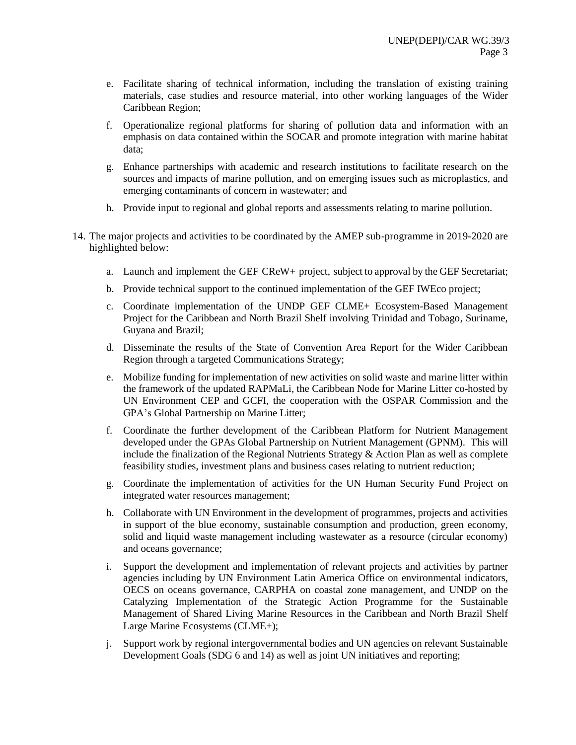e. Facilitate sharing of technical information, including the translation of existing training materials, case studies and resource material, into other working languages of the Wider Caribbean Region;

f. Operationalize regional platforms for sharing of pollution data and information with an emphasis on data contained within the SOCAR and promote integration with marine habitat data;

g. Enhance partnerships with academic and research institutions to facilitate research on the sources and impacts of marine pollution, and on emerging issues such as microplastics, and emerging contaminants of concern in wastewater; and

h. Provide input to regional and global reports and assessments relating to marine pollution.

14. The major projects and activities to be coordinated by the AMEP sub-programme in 2019-2020 are highlighted below:

    a. Launch and implement the GEF CReW+ project, subject to approval by the GEF Secretariat;

    b. Provide technical support to the continued implementation of the GEF IWEco project;

    c. Coordinate implementation of the UNDP GEF CLME+ Ecosystem-Based Management Project for the Caribbean and North Brazil Shelf involving Trinidad and Tobago, Suriname, Guyana and Brazil;

    d. Disseminate the results of the State of Convention Area Report for the Wider Caribbean Region through a targeted Communications Strategy;

    e. Mobilize funding for implementation of new activities on solid waste and marine litter within the framework of the updated RAPMaLi, the Caribbean Node for Marine Litter co-hosted by UN Environment CEP and GCFI, the cooperation with the OSPAR Commission and the GPA's Global Partnership on Marine Litter;

    f. Coordinate the further development of the Caribbean Platform for Nutrient Management developed under the GPAs Global Partnership on Nutrient Management (GPNM). This will include the finalization of the Regional Nutrients Strategy & Action Plan as well as complete feasibility studies, investment plans and business cases relating to nutrient reduction;

    g. Coordinate the implementation of activities for the UN Human Security Fund Project on integrated water resources management;

    h. Collaborate with UN Environment in the development of programmes, projects and activities in support of the blue economy, sustainable consumption and production, green economy, solid and liquid waste management including wastewater as a resource (circular economy) and oceans governance;

    i. Support the development and implementation of relevant projects and activities by partner agencies including by UN Environment Latin America Office on environmental indicators, OECS on oceans governance, CARPHA on coastal zone management, and UNDP on the Catalyzing Implementation of the Strategic Action Programme for the Sustainable Management of Shared Living Marine Resources in the Caribbean and North Brazil Shelf Large Marine Ecosystems (CLME+);

    j. Support work by regional intergovernmental bodies and UN agencies on relevant Sustainable Development Goals (SDG 6 and 14) as well as joint UN initiatives and reporting;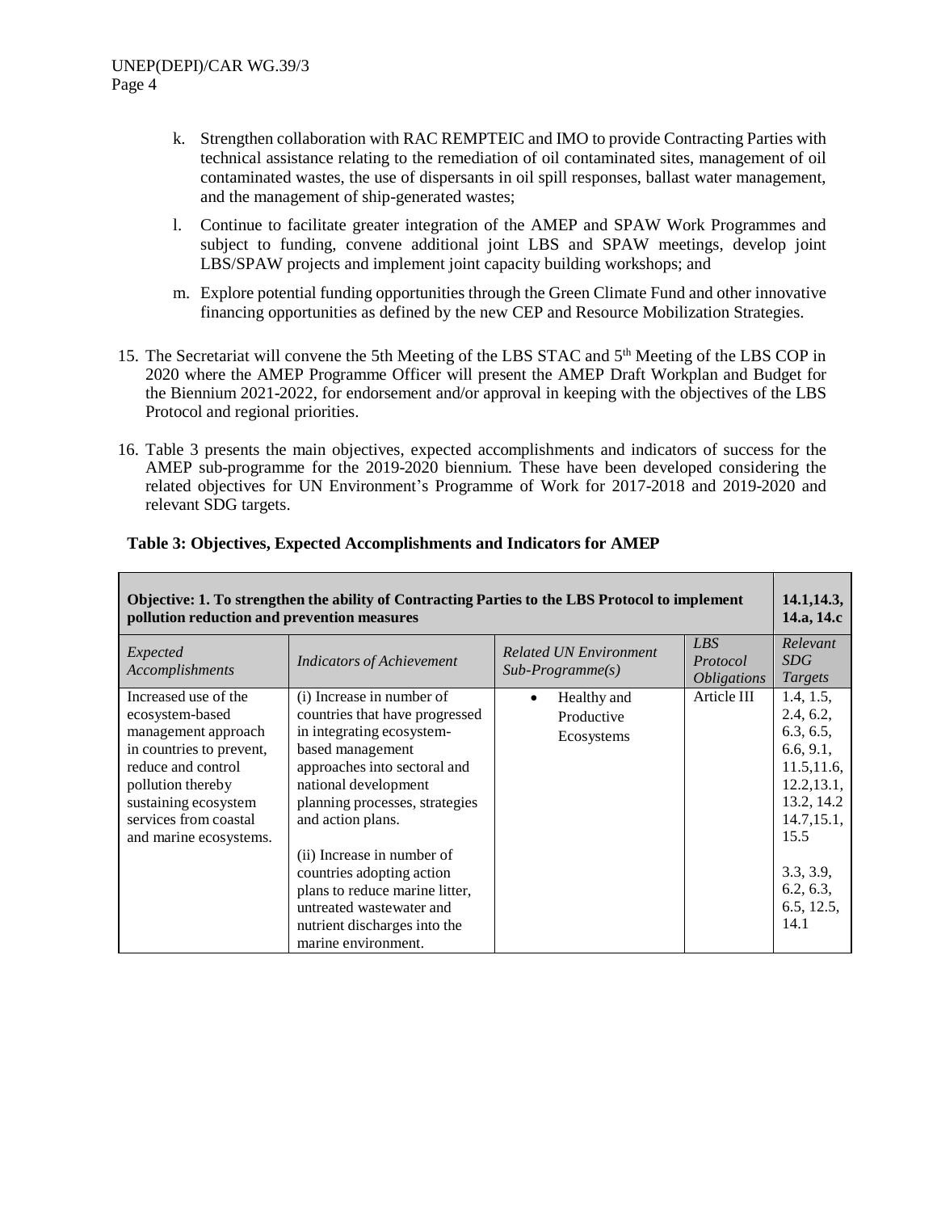k. Strengthen collaboration with RAC REMPTEIC and IMO to provide Contracting Parties with technical assistance relating to the remediation of oil contaminated sites, management of oil contaminated wastes, the use of dispersants in oil spill responses, ballast water management, and the management of ship-generated wastes;

l. Continue to facilitate greater integration of the AMEP and SPAW Work Programmes and subject to funding, convene additional joint LBS and SPAW meetings, develop joint LBS/SPAW projects and implement joint capacity building workshops; and

m. Explore potential funding opportunities through the Green Climate Fund and other innovative financing opportunities as defined by the new CEP and Resource Mobilization Strategies.

15. The Secretariat will convene the 5th Meeting of the LBS STAC and 5th Meeting of the LBS COP in 2020 where the AMEP Programme Officer will present the AMEP Draft Workplan and Budget for the Biennium 2021-2022, for endorsement and/or approval in keeping with the objectives of the LBS Protocol and regional priorities.

16. Table 3 presents the main objectives, expected accomplishments and indicators of success for the AMEP sub-programme for the 2019-2020 biennium. These have been developed considering the related objectives for UN Environment's Programme of Work for 2017-2018 and 2019-2020 and relevant SDG targets.

**Table 3: Objectives, Expected Accomplishments and Indicators for AMEP**

| **Objective: 1. To strengthen the ability of Contracting Parties to the LBS Protocol to implement pollution reduction and prevention measures** | | | | **14.1,14.3, 14.a, 14.c** |
|---|---|---|---|---|
| *Expected Accomplishments* | *Indicators of Achievement* | *Related UN Environment Sub-Programme(s)* | *LBS Protocol Obligations* | *Relevant SDG Targets* |
| Increased use of the ecosystem-based management approach in countries to prevent, reduce and control pollution thereby sustaining ecosystem services from coastal and marine ecosystems. | (i) Increase in number of countries that have progressed in integrating ecosystem-based management approaches into sectoral and national development planning processes, strategies and action plans.<br><br>(ii) Increase in number of countries adopting action plans to reduce marine litter, untreated wastewater and nutrient discharges into the marine environment. | • Healthy and Productive Ecosystems | Article III | 1.4, 1.5, 2.4, 6.2, 6.3, 6.5, 6.6, 9.1, 11.5,11.6, 12.2,13.1, 13.2, 14.2 14.7,15.1, 15.5<br><br>3.3, 3.9, 6.2, 6.3, 6.5, 12.5, 14.1 |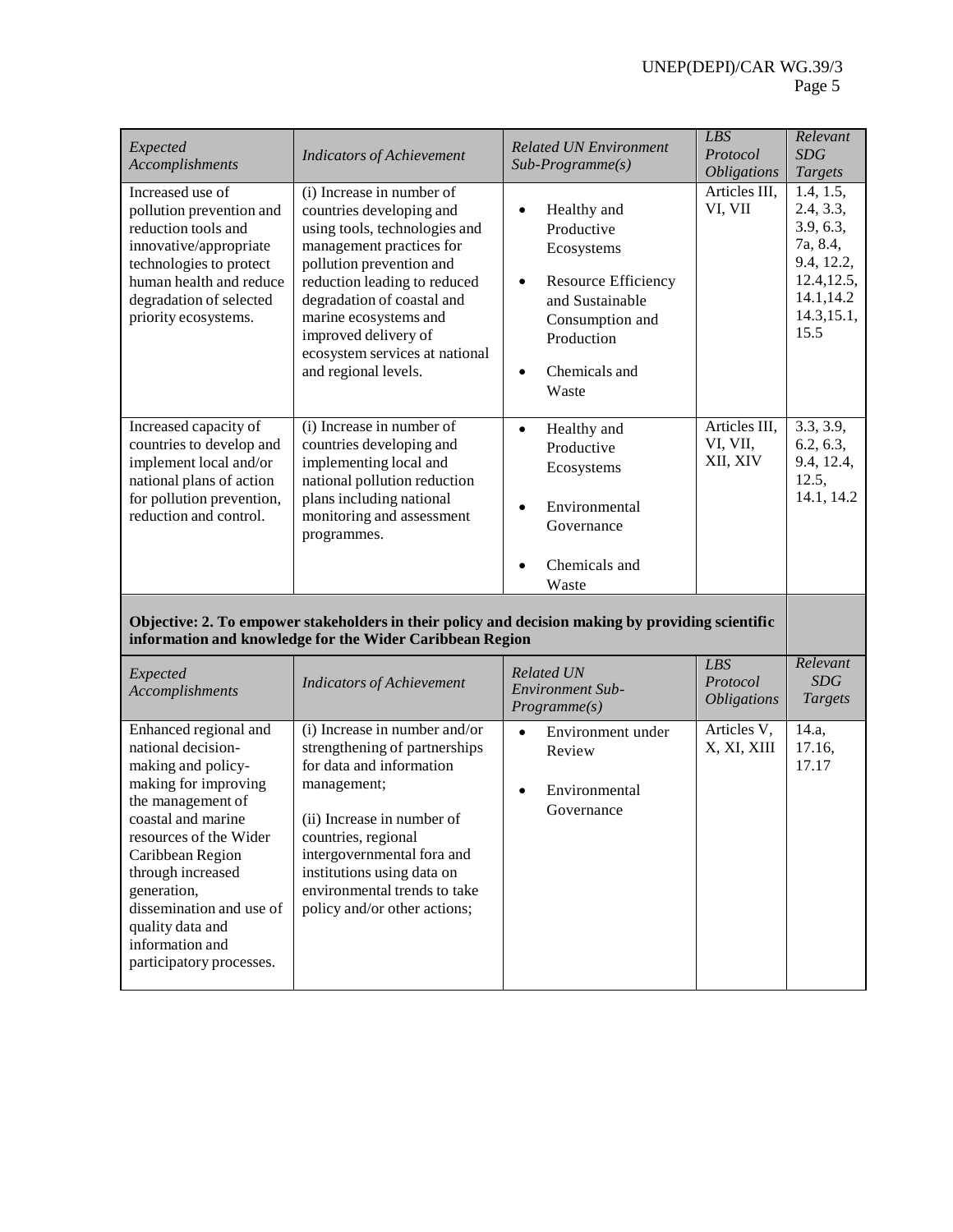| *Expected Accomplishments* | *Indicators of Achievement* | *Related UN Environment Sub-Programme(s)* | *LBS Protocol Obligations* | *Relevant SDG Targets* |
|---|---|---|---|---|
| Increased use of pollution prevention and reduction tools and innovative/appropriate technologies to protect human health and reduce degradation of selected priority ecosystems. | (i) Increase in number of countries developing and using tools, technologies and management practices for pollution prevention and reduction leading to reduced degradation of coastal and marine ecosystems and improved delivery of ecosystem services at national and regional levels. | • Healthy and Productive Ecosystems<br>• Resource Efficiency and Sustainable Consumption and Production<br>• Chemicals and Waste | Articles III, VI, VII | 1.4, 1.5, 2.4, 3.3, 3.9, 6.3, 7a, 8.4, 9.4, 12.2, 12.4,12.5, 14.1,14.2 14.3,15.1, 15.5 |
| Increased capacity of countries to develop and implement local and/or national plans of action for pollution prevention, reduction and control. | (i) Increase in number of countries developing and implementing local and national pollution reduction plans including national monitoring and assessment programmes. | • Healthy and Productive Ecosystems<br>• Environmental Governance<br>• Chemicals and Waste | Articles III, VI, VII, XII, XIV | 3.3, 3.9, 6.2, 6.3, 9.4, 12.4, 12.5, 14.1, 14.2 |
| **Objective: 2. To empower stakeholders in their policy and decision making by providing scientific information and knowledge for the Wider Caribbean Region** | | | | |
| *Expected Accomplishments* | *Indicators of Achievement* | *Related UN Environment Sub-Programme(s)* | *LBS Protocol Obligations* | *Relevant SDG Targets* |
| Enhanced regional and national decision-making and policy-making for improving the management of coastal and marine resources of the Wider Caribbean Region through increased generation, dissemination and use of quality data and information and participatory processes. | (i) Increase in number and/or strengthening of partnerships for data and information management;<br><br>(ii) Increase in number of countries, regional intergovernmental fora and institutions using data on environmental trends to take policy and/or other actions; | • Environment under Review<br>• Environmental Governance | Articles V, X, XI, XIII | 14.a, 17.16, 17.17 |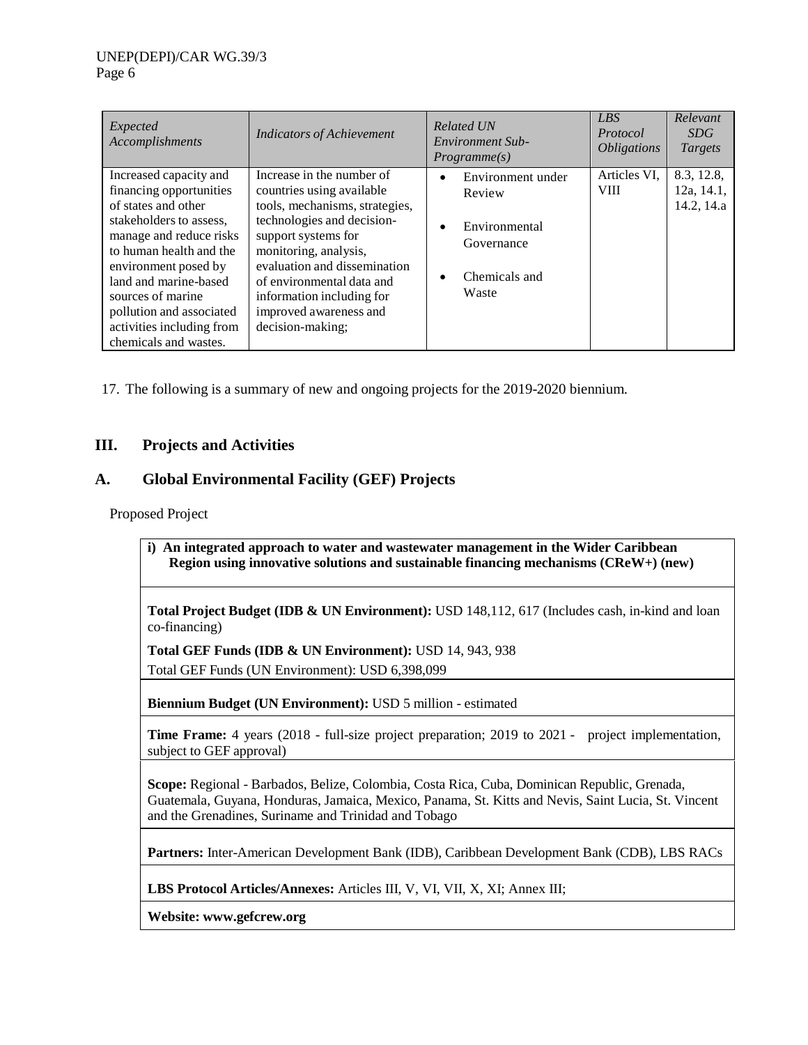| *Expected Accomplishments* | *Indicators of Achievement* | *Related UN Environment Sub-Programme(s)* | *LBS Protocol Obligations* | *Relevant SDG Targets* |
|---|---|---|---|---|
| Increased capacity and financing opportunities of states and other stakeholders to assess, manage and reduce risks to human health and the environment posed by land and marine-based sources of marine pollution and associated activities including from chemicals and wastes. | Increase in the number of countries using available tools, mechanisms, strategies, technologies and decision-support systems for monitoring, analysis, evaluation and dissemination of environmental data and information including for improved awareness and decision-making; | • Environment under Review<br>• Environmental Governance<br>• Chemicals and Waste | Articles VI, VIII | 8.3, 12.8, 12a, 14.1, 14.2, 14.a |

17. The following is a summary of new and ongoing projects for the 2019-2020 biennium.

## III. Projects and Activities

### A. Global Environmental Facility (GEF) Projects

Proposed Project

**i) An integrated approach to water and wastewater management in the Wider Caribbean Region using innovative solutions and sustainable financing mechanisms (CReW+) (new)**

**Total Project Budget (IDB & UN Environment):** USD 148,112, 617 (Includes cash, in-kind and loan co-financing)

**Total GEF Funds (IDB & UN Environment):** USD 14, 943, 938

Total GEF Funds (UN Environment): USD 6,398,099

**Biennium Budget (UN Environment):** USD 5 million - estimated

**Time Frame:** 4 years (2018 - full-size project preparation; 2019 to 2021 - project implementation, subject to GEF approval)

**Scope:** Regional - Barbados, Belize, Colombia, Costa Rica, Cuba, Dominican Republic, Grenada, Guatemala, Guyana, Honduras, Jamaica, Mexico, Panama, St. Kitts and Nevis, Saint Lucia, St. Vincent and the Grenadines, Suriname and Trinidad and Tobago

**Partners:** Inter-American Development Bank (IDB), Caribbean Development Bank (CDB), LBS RACs

**LBS Protocol Articles/Annexes:** Articles III, V, VI, VII, X, XI; Annex III;

**Website: www.gefcrew.org**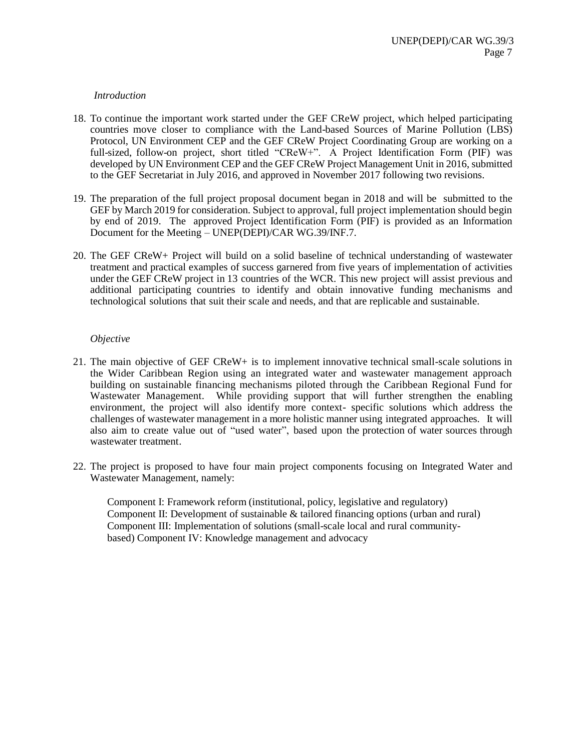*Introduction*

18. To continue the important work started under the GEF CReW project, which helped participating countries move closer to compliance with the Land-based Sources of Marine Pollution (LBS) Protocol, UN Environment CEP and the GEF CReW Project Coordinating Group are working on a full-sized, follow-on project, short titled "CReW+". A Project Identification Form (PIF) was developed by UN Environment CEP and the GEF CReW Project Management Unit in 2016, submitted to the GEF Secretariat in July 2016, and approved in November 2017 following two revisions.

19. The preparation of the full project proposal document began in 2018 and will be submitted to the GEF by March 2019 for consideration. Subject to approval, full project implementation should begin by end of 2019. The approved Project Identification Form (PIF) is provided as an Information Document for the Meeting – UNEP(DEPI)/CAR WG.39/INF.7.

20. The GEF CReW+ Project will build on a solid baseline of technical understanding of wastewater treatment and practical examples of success garnered from five years of implementation of activities under the GEF CReW project in 13 countries of the WCR. This new project will assist previous and additional participating countries to identify and obtain innovative funding mechanisms and technological solutions that suit their scale and needs, and that are replicable and sustainable.

*Objective*

21. The main objective of GEF CReW+ is to implement innovative technical small-scale solutions in the Wider Caribbean Region using an integrated water and wastewater management approach building on sustainable financing mechanisms piloted through the Caribbean Regional Fund for Wastewater Management. While providing support that will further strengthen the enabling environment, the project will also identify more context- specific solutions which address the challenges of wastewater management in a more holistic manner using integrated approaches. It will also aim to create value out of "used water", based upon the protection of water sources through wastewater treatment.

22. The project is proposed to have four main project components focusing on Integrated Water and Wastewater Management, namely:

    Component I: Framework reform (institutional, policy, legislative and regulatory)
    Component II: Development of sustainable & tailored financing options (urban and rural)
    Component III: Implementation of solutions (small-scale local and rural community-based) Component IV: Knowledge management and advocacy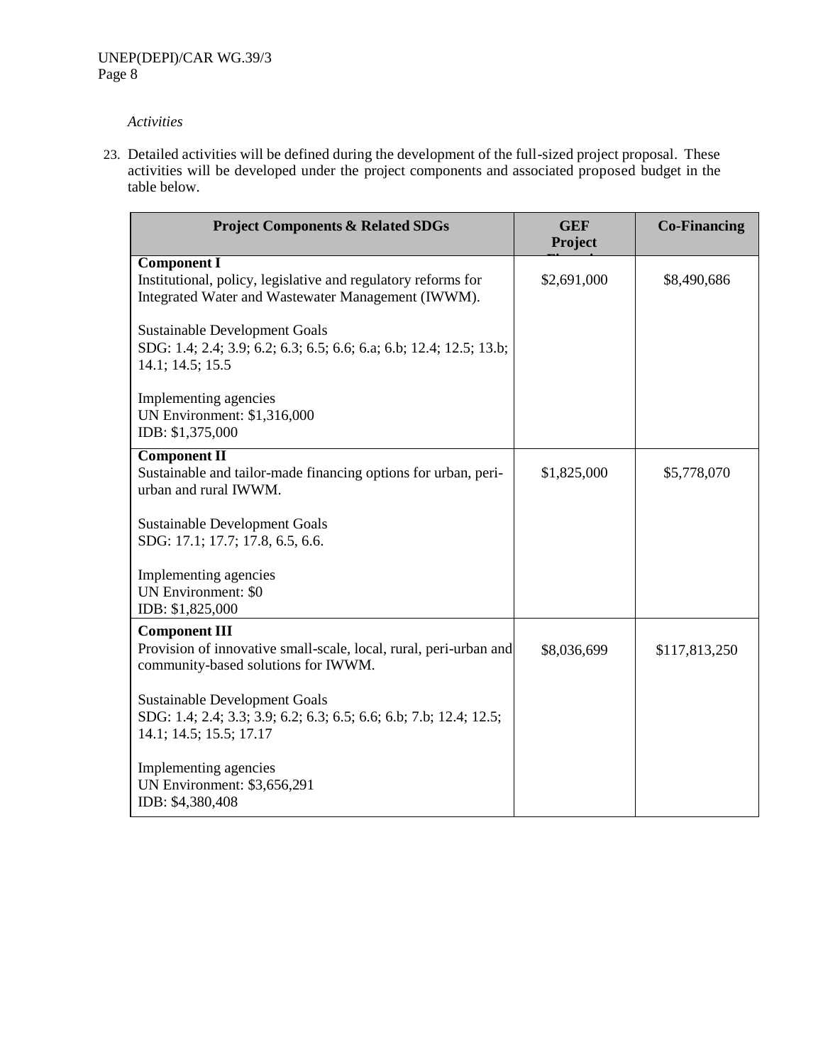*Activities*

23. Detailed activities will be defined during the development of the full-sized project proposal. These activities will be developed under the project components and associated proposed budget in the table below.

| Project Components & Related SDGs | GEF Project Financing | Co-Financing |
|---|---|---|
| **Component I**<br>Institutional, policy, legislative and regulatory reforms for Integrated Water and Wastewater Management (IWWM).<br><br>Sustainable Development Goals<br>SDG: 1.4; 2.4; 3.9; 6.2; 6.3; 6.5; 6.6; 6.a; 6.b; 12.4; 12.5; 13.b; 14.1; 14.5; 15.5<br><br>Implementing agencies<br>UN Environment: $1,316,000<br>IDB: $1,375,000 | $2,691,000 | $8,490,686 |
| **Component II**<br>Sustainable and tailor-made financing options for urban, peri-urban and rural IWWM.<br><br>Sustainable Development Goals<br>SDG: 17.1; 17.7; 17.8, 6.5, 6.6.<br><br>Implementing agencies<br>UN Environment: $0<br>IDB: $1,825,000 | $1,825,000 | $5,778,070 |
| **Component III**<br>Provision of innovative small-scale, local, rural, peri-urban and community-based solutions for IWWM.<br><br>Sustainable Development Goals<br>SDG: 1.4; 2.4; 3.3; 3.9; 6.2; 6.3; 6.5; 6.6; 6.b; 7.b; 12.4; 12.5; 14.1; 14.5; 15.5; 17.17<br><br>Implementing agencies<br>UN Environment: $3,656,291<br>IDB: $4,380,408 | $8,036,699 | $117,813,250 |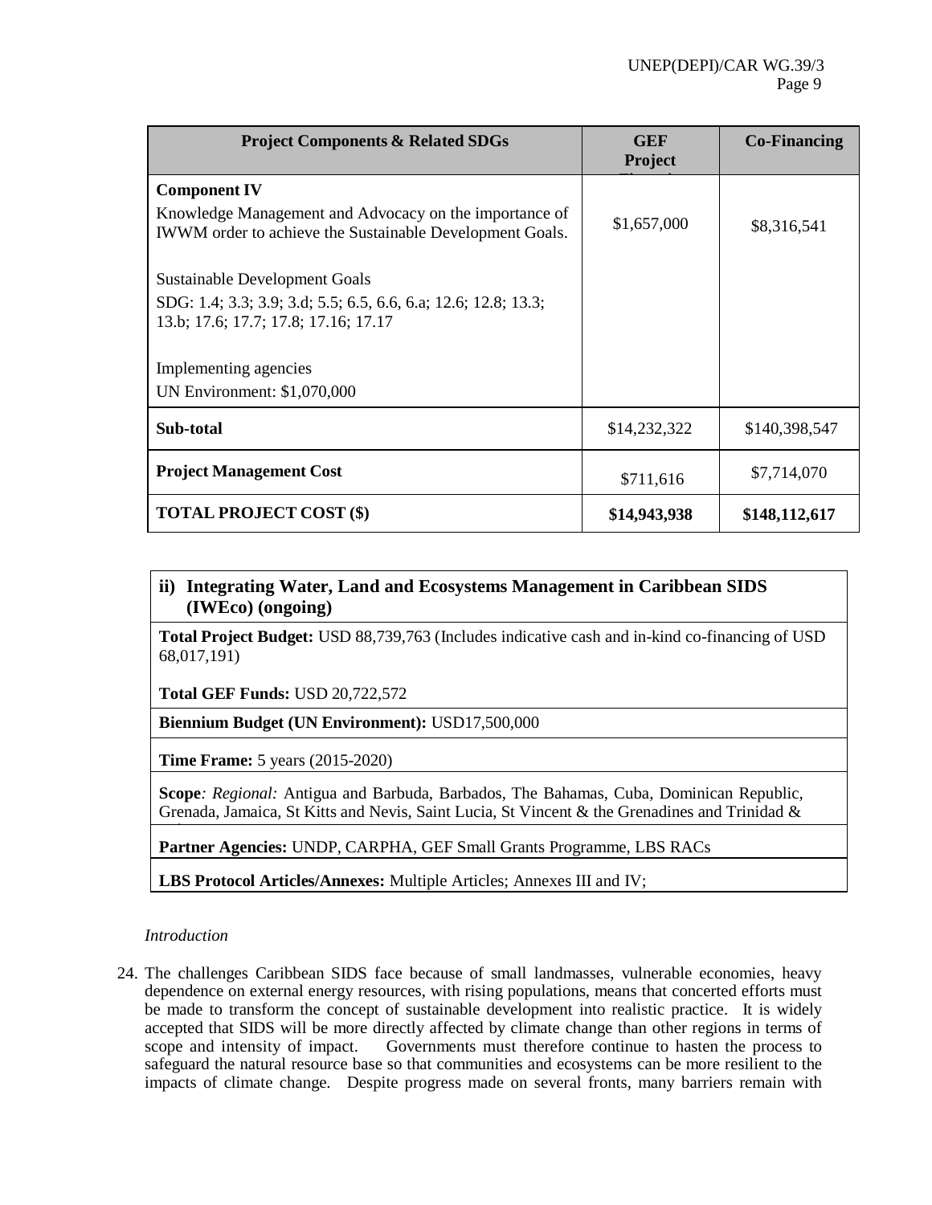| Project Components & Related SDGs | GEF Project Financing | Co-Financing |
|---|---|---|
| **Component IV**<br>Knowledge Management and Advocacy on the importance of IWWM order to achieve the Sustainable Development Goals.<br><br>Sustainable Development Goals<br>SDG: 1.4; 3.3; 3.9; 3.d; 5.5; 6.5, 6.6, 6.a; 12.6; 12.8; 13.3; 13.b; 17.6; 17.7; 17.8; 17.16; 17.17<br><br>Implementing agencies<br>UN Environment: $1,070,000 | $1,657,000 | $8,316,541 |
| **Sub-total** | $14,232,322 | $140,398,547 |
| **Project Management Cost** | $711,616 | $7,714,070 |
| **TOTAL PROJECT COST ($)** | **$14,943,938** | **$148,112,617** |

| **ii) Integrating Water, Land and Ecosystems Management in Caribbean SIDS (IWEco) (ongoing)** |
|---|
| **Total Project Budget:** USD 88,739,763 (Includes indicative cash and in-kind co-financing of USD 68,017,191)<br><br>**Total GEF Funds:** USD 20,722,572 |
| **Biennium Budget (UN Environment):** USD17,500,000 |
| **Time Frame:** 5 years (2015-2020) |
| **Scope**: *Regional:* Antigua and Barbuda, Barbados, The Bahamas, Cuba, Dominican Republic, Grenada, Jamaica, St Kitts and Nevis, Saint Lucia, St Vincent & the Grenadines and Trinidad & Tobago |
| **Partner Agencies:** UNDP, CARPHA, GEF Small Grants Programme, LBS RACs |
| **LBS Protocol Articles/Annexes:** Multiple Articles; Annexes III and IV; |

*Introduction*

24. The challenges Caribbean SIDS face because of small landmasses, vulnerable economies, heavy dependence on external energy resources, with rising populations, means that concerted efforts must be made to transform the concept of sustainable development into realistic practice. It is widely accepted that SIDS will be more directly affected by climate change than other regions in terms of scope and intensity of impact. Governments must therefore continue to hasten the process to safeguard the natural resource base so that communities and ecosystems can be more resilient to the impacts of climate change. Despite progress made on several fronts, many barriers remain with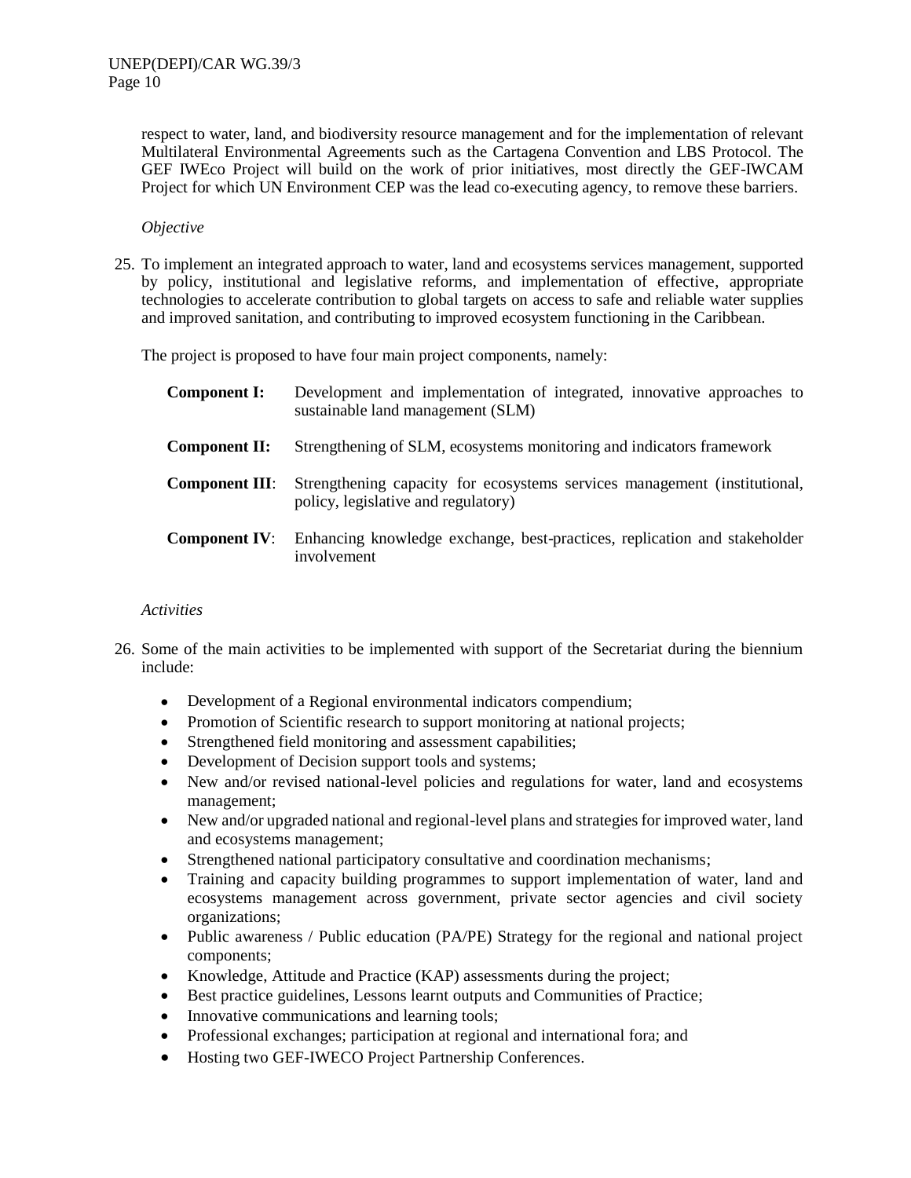respect to water, land, and biodiversity resource management and for the implementation of relevant Multilateral Environmental Agreements such as the Cartagena Convention and LBS Protocol. The GEF IWEco Project will build on the work of prior initiatives, most directly the GEF-IWCAM Project for which UN Environment CEP was the lead co-executing agency, to remove these barriers.

*Objective*

25. To implement an integrated approach to water, land and ecosystems services management, supported by policy, institutional and legislative reforms, and implementation of effective, appropriate technologies to accelerate contribution to global targets on access to safe and reliable water supplies and improved sanitation, and contributing to improved ecosystem functioning in the Caribbean.

The project is proposed to have four main project components, namely:

**Component I:** Development and implementation of integrated, innovative approaches to sustainable land management (SLM)

**Component II:** Strengthening of SLM, ecosystems monitoring and indicators framework

**Component III**: Strengthening capacity for ecosystems services management (institutional, policy, legislative and regulatory)

**Component IV**: Enhancing knowledge exchange, best-practices, replication and stakeholder involvement

*Activities*

26. Some of the main activities to be implemented with support of the Secretariat during the biennium include:

- Development of a Regional environmental indicators compendium;
- Promotion of Scientific research to support monitoring at national projects;
- Strengthened field monitoring and assessment capabilities;
- Development of Decision support tools and systems;
- New and/or revised national-level policies and regulations for water, land and ecosystems management;
- New and/or upgraded national and regional-level plans and strategies for improved water, land and ecosystems management;
- Strengthened national participatory consultative and coordination mechanisms;
- Training and capacity building programmes to support implementation of water, land and ecosystems management across government, private sector agencies and civil society organizations;
- Public awareness / Public education (PA/PE) Strategy for the regional and national project components;
- Knowledge, Attitude and Practice (KAP) assessments during the project;
- Best practice guidelines, Lessons learnt outputs and Communities of Practice;
- Innovative communications and learning tools;
- Professional exchanges; participation at regional and international fora; and
- Hosting two GEF-IWECO Project Partnership Conferences.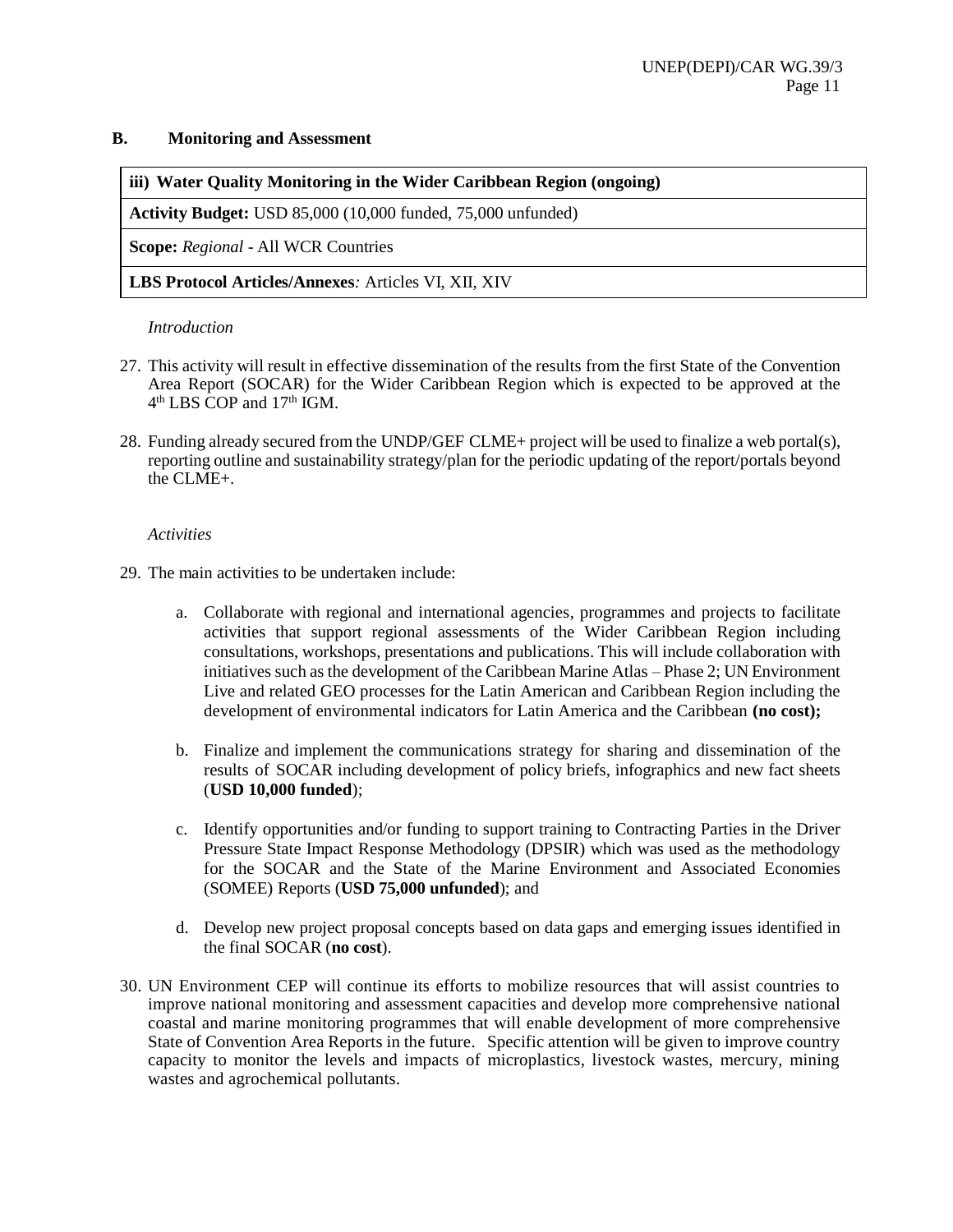## B. Monitoring and Assessment

| iii) Water Quality Monitoring in the Wider Caribbean Region (ongoing) |
| --- |
| **Activity Budget:** USD 85,000 (10,000 funded, 75,000 unfunded) |
| **Scope:** *Regional* - All WCR Countries |
| **LBS Protocol Articles/Annexes***:* Articles VI, XII, XIV |

*Introduction*

27. This activity will result in effective dissemination of the results from the first State of the Convention Area Report (SOCAR) for the Wider Caribbean Region which is expected to be approved at the 4th LBS COP and 17th IGM.

28. Funding already secured from the UNDP/GEF CLME+ project will be used to finalize a web portal(s), reporting outline and sustainability strategy/plan for the periodic updating of the report/portals beyond the CLME+.

*Activities*

29. The main activities to be undertaken include:

    a. Collaborate with regional and international agencies, programmes and projects to facilitate activities that support regional assessments of the Wider Caribbean Region including consultations, workshops, presentations and publications. This will include collaboration with initiatives such as the development of the Caribbean Marine Atlas – Phase 2; UN Environment Live and related GEO processes for the Latin American and Caribbean Region including the development of environmental indicators for Latin America and the Caribbean **(no cost);**

    b. Finalize and implement the communications strategy for sharing and dissemination of the results of SOCAR including development of policy briefs, infographics and new fact sheets (**USD 10,000 funded**);

    c. Identify opportunities and/or funding to support training to Contracting Parties in the Driver Pressure State Impact Response Methodology (DPSIR) which was used as the methodology for the SOCAR and the State of the Marine Environment and Associated Economies (SOMEE) Reports (**USD 75,000 unfunded**); and

    d. Develop new project proposal concepts based on data gaps and emerging issues identified in the final SOCAR (**no cost**).

30. UN Environment CEP will continue its efforts to mobilize resources that will assist countries to improve national monitoring and assessment capacities and develop more comprehensive national coastal and marine monitoring programmes that will enable development of more comprehensive State of Convention Area Reports in the future. Specific attention will be given to improve country capacity to monitor the levels and impacts of microplastics, livestock wastes, mercury, mining wastes and agrochemical pollutants.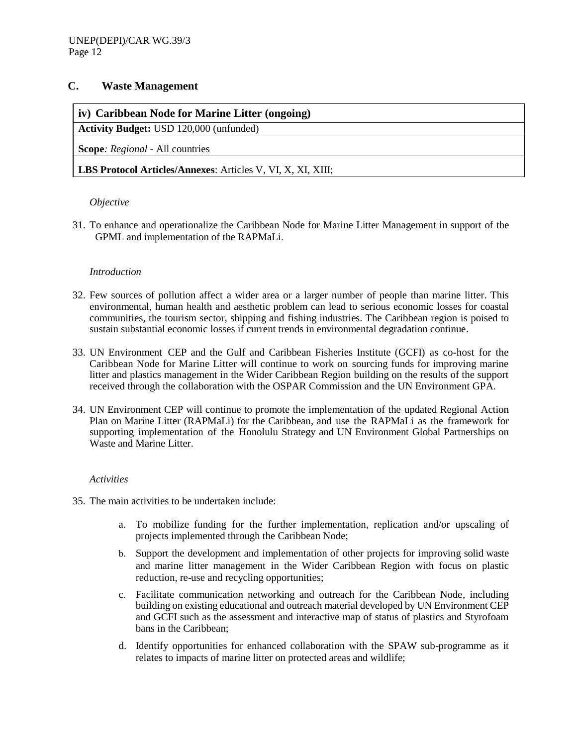## C. Waste Management

| iv) Caribbean Node for Marine Litter (ongoing) |
|---|
| **Activity Budget:** USD 120,000 (unfunded) |
| **Scope**: *Regional* - All countries |
| **LBS Protocol Articles/Annexes**: Articles V, VI, X, XI, XIII; |

*Objective*

31. To enhance and operationalize the Caribbean Node for Marine Litter Management in support of the GPML and implementation of the RAPMaLi.

*Introduction*

32. Few sources of pollution affect a wider area or a larger number of people than marine litter. This environmental, human health and aesthetic problem can lead to serious economic losses for coastal communities, the tourism sector, shipping and fishing industries. The Caribbean region is poised to sustain substantial economic losses if current trends in environmental degradation continue.

33. UN Environment CEP and the Gulf and Caribbean Fisheries Institute (GCFI) as co-host for the Caribbean Node for Marine Litter will continue to work on sourcing funds for improving marine litter and plastics management in the Wider Caribbean Region building on the results of the support received through the collaboration with the OSPAR Commission and the UN Environment GPA.

34. UN Environment CEP will continue to promote the implementation of the updated Regional Action Plan on Marine Litter (RAPMaLi) for the Caribbean, and use the RAPMaLi as the framework for supporting implementation of the Honolulu Strategy and UN Environment Global Partnerships on Waste and Marine Litter.

*Activities*

35. The main activities to be undertaken include:

    a. To mobilize funding for the further implementation, replication and/or upscaling of projects implemented through the Caribbean Node;

    b. Support the development and implementation of other projects for improving solid waste and marine litter management in the Wider Caribbean Region with focus on plastic reduction, re-use and recycling opportunities;

    c. Facilitate communication networking and outreach for the Caribbean Node, including building on existing educational and outreach material developed by UN Environment CEP and GCFI such as the assessment and interactive map of status of plastics and Styrofoam bans in the Caribbean;

    d. Identify opportunities for enhanced collaboration with the SPAW sub-programme as it relates to impacts of marine litter on protected areas and wildlife;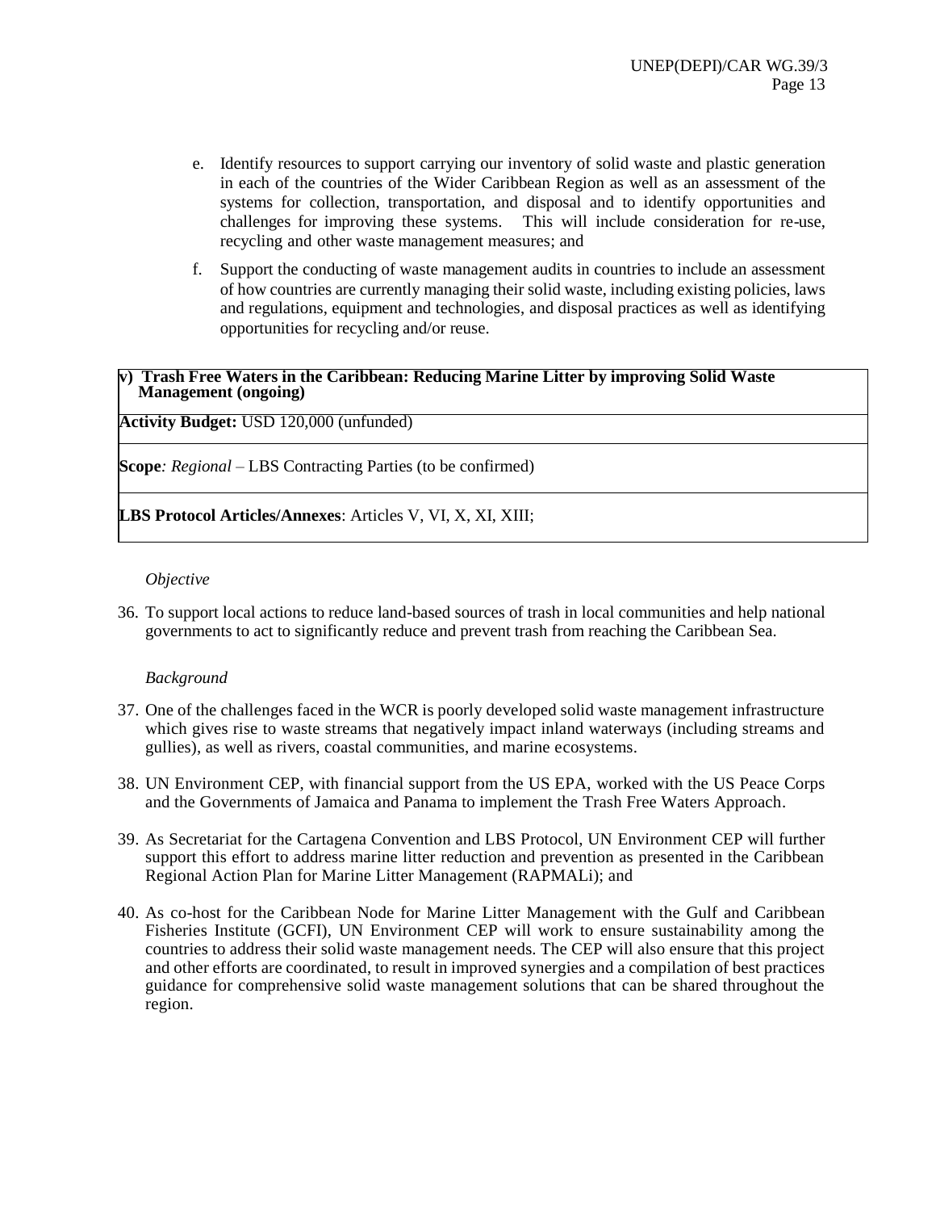e. Identify resources to support carrying our inventory of solid waste and plastic generation in each of the countries of the Wider Caribbean Region as well as an assessment of the systems for collection, transportation, and disposal and to identify opportunities and challenges for improving these systems. This will include consideration for re-use, recycling and other waste management measures; and

f. Support the conducting of waste management audits in countries to include an assessment of how countries are currently managing their solid waste, including existing policies, laws and regulations, equipment and technologies, and disposal practices as well as identifying opportunities for recycling and/or reuse.

| **v) Trash Free Waters in the Caribbean: Reducing Marine Litter by improving Solid Waste Management (ongoing)** |
|---|
| **Activity Budget:** USD 120,000 (unfunded) |
| **Scope***: Regional* – LBS Contracting Parties (to be confirmed) |
| **LBS Protocol Articles/Annexes**: Articles V, VI, X, XI, XIII; |

*Objective*

36. To support local actions to reduce land-based sources of trash in local communities and help national governments to act to significantly reduce and prevent trash from reaching the Caribbean Sea.

*Background*

37. One of the challenges faced in the WCR is poorly developed solid waste management infrastructure which gives rise to waste streams that negatively impact inland waterways (including streams and gullies), as well as rivers, coastal communities, and marine ecosystems.

38. UN Environment CEP, with financial support from the US EPA, worked with the US Peace Corps and the Governments of Jamaica and Panama to implement the Trash Free Waters Approach.

39. As Secretariat for the Cartagena Convention and LBS Protocol, UN Environment CEP will further support this effort to address marine litter reduction and prevention as presented in the Caribbean Regional Action Plan for Marine Litter Management (RAPMALi); and

40. As co-host for the Caribbean Node for Marine Litter Management with the Gulf and Caribbean Fisheries Institute (GCFI), UN Environment CEP will work to ensure sustainability among the countries to address their solid waste management needs. The CEP will also ensure that this project and other efforts are coordinated, to result in improved synergies and a compilation of best practices guidance for comprehensive solid waste management solutions that can be shared throughout the region.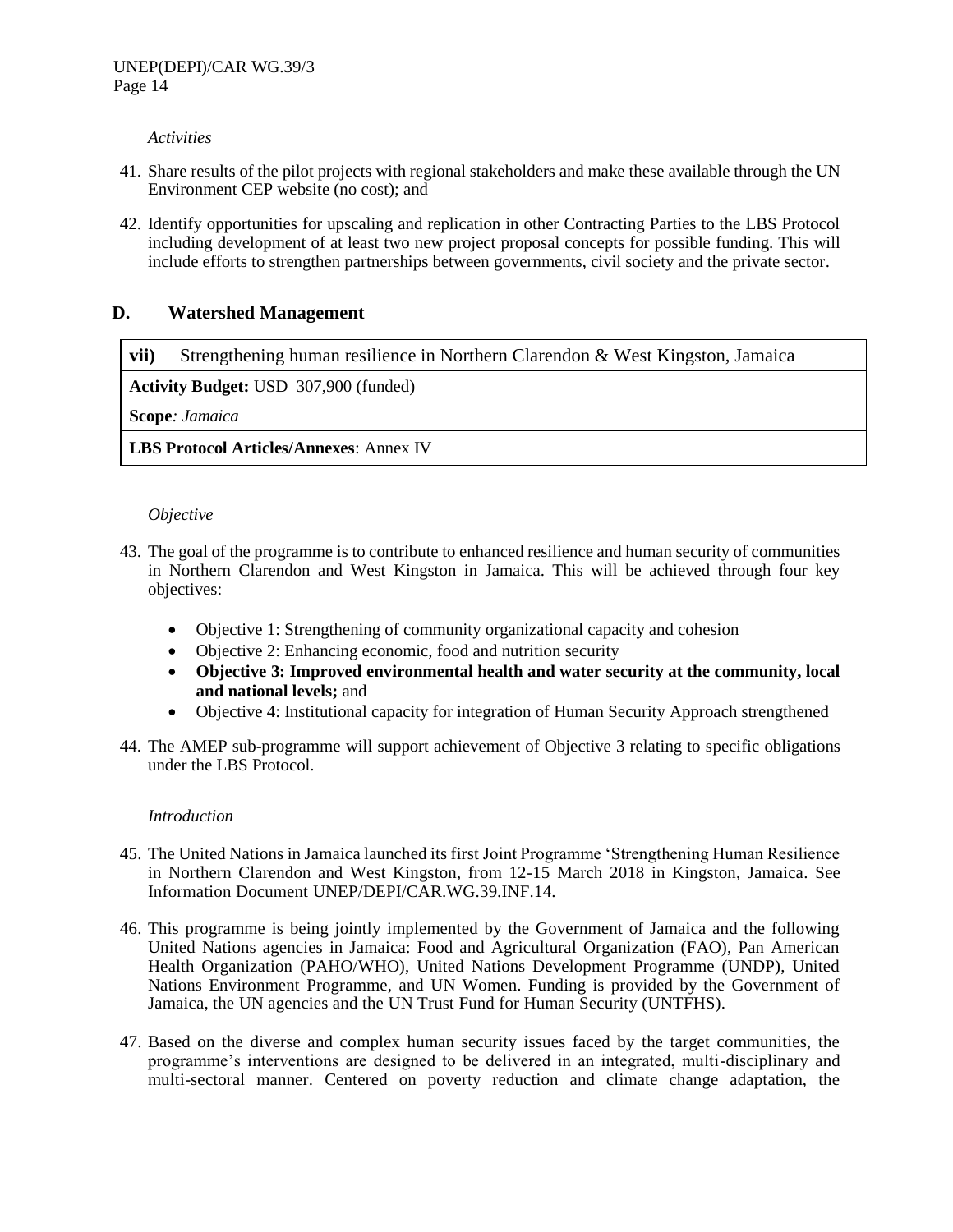*Activities*

41. Share results of the pilot projects with regional stakeholders and make these available through the UN Environment CEP website (no cost); and

42. Identify opportunities for upscaling and replication in other Contracting Parties to the LBS Protocol including development of at least two new project proposal concepts for possible funding. This will include efforts to strengthen partnerships between governments, civil society and the private sector.

## D. Watershed Management

| **vii)** Strengthening human resilience in Northern Clarendon & West Kingston, Jamaica |
|---|
| **Activity Budget:** USD 307,900 (funded) |
| **Scope**: *Jamaica* |
| **LBS Protocol Articles/Annexes**: Annex IV |

*Objective*

43. The goal of the programme is to contribute to enhanced resilience and human security of communities in Northern Clarendon and West Kingston in Jamaica. This will be achieved through four key objectives:

    - Objective 1: Strengthening of community organizational capacity and cohesion
    - Objective 2: Enhancing economic, food and nutrition security
    - **Objective 3: Improved environmental health and water security at the community, local and national levels;** and
    - Objective 4: Institutional capacity for integration of Human Security Approach strengthened

44. The AMEP sub-programme will support achievement of Objective 3 relating to specific obligations under the LBS Protocol.

*Introduction*

45. The United Nations in Jamaica launched its first Joint Programme 'Strengthening Human Resilience in Northern Clarendon and West Kingston, from 12-15 March 2018 in Kingston, Jamaica. See Information Document UNEP/DEPI/CAR.WG.39.INF.14.

46. This programme is being jointly implemented by the Government of Jamaica and the following United Nations agencies in Jamaica: Food and Agricultural Organization (FAO), Pan American Health Organization (PAHO/WHO), United Nations Development Programme (UNDP), United Nations Environment Programme, and UN Women. Funding is provided by the Government of Jamaica, the UN agencies and the UN Trust Fund for Human Security (UNTFHS).

47. Based on the diverse and complex human security issues faced by the target communities, the programme's interventions are designed to be delivered in an integrated, multi-disciplinary and multi-sectoral manner. Centered on poverty reduction and climate change adaptation, the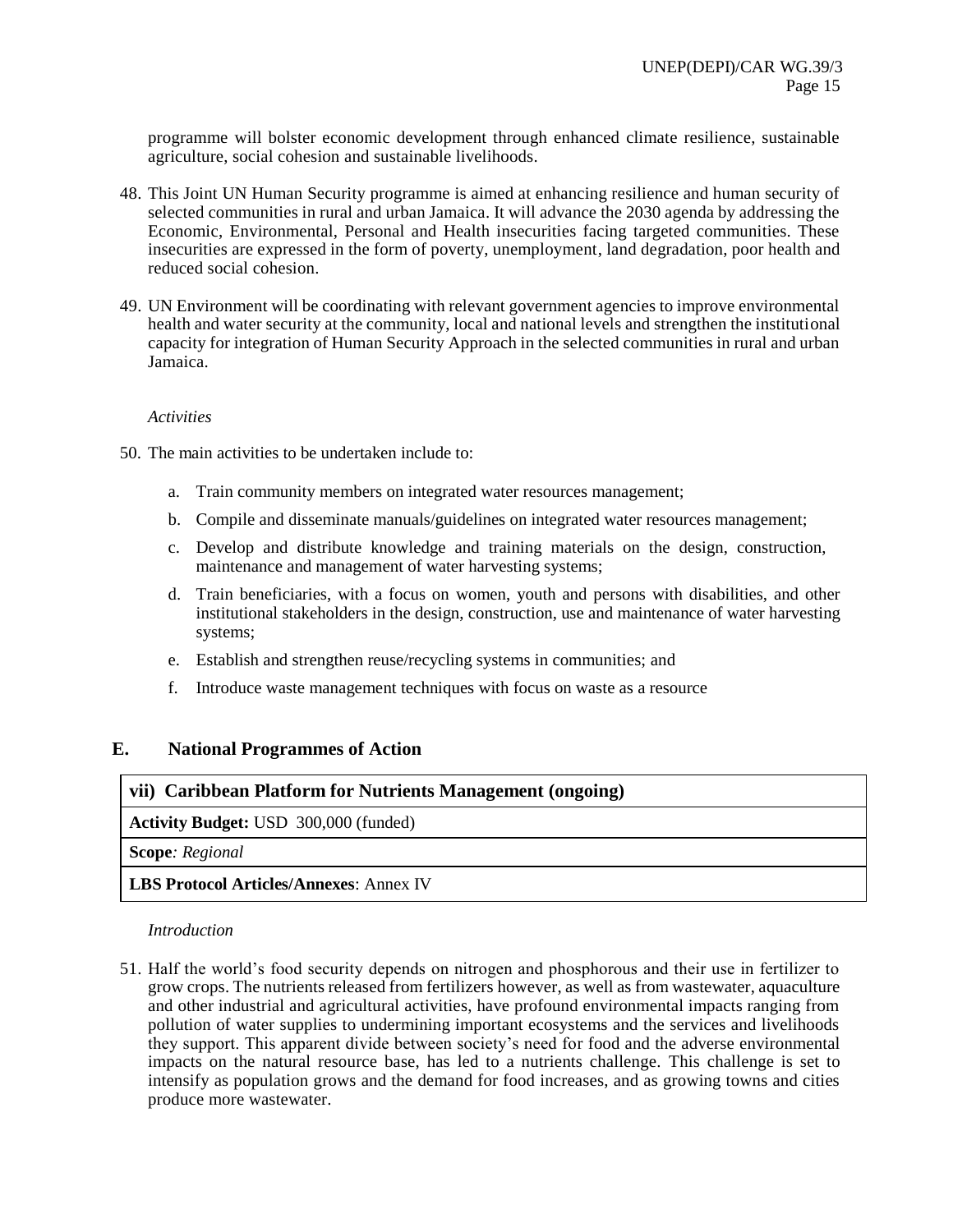programme will bolster economic development through enhanced climate resilience, sustainable agriculture, social cohesion and sustainable livelihoods.

48. This Joint UN Human Security programme is aimed at enhancing resilience and human security of selected communities in rural and urban Jamaica. It will advance the 2030 agenda by addressing the Economic, Environmental, Personal and Health insecurities facing targeted communities. These insecurities are expressed in the form of poverty, unemployment, land degradation, poor health and reduced social cohesion.

49. UN Environment will be coordinating with relevant government agencies to improve environmental health and water security at the community, local and national levels and strengthen the institutional capacity for integration of Human Security Approach in the selected communities in rural and urban Jamaica.

*Activities*

50. The main activities to be undertaken include to:

   a. Train community members on integrated water resources management;

   b. Compile and disseminate manuals/guidelines on integrated water resources management;

   c. Develop and distribute knowledge and training materials on the design, construction, maintenance and management of water harvesting systems;

   d. Train beneficiaries, with a focus on women, youth and persons with disabilities, and other institutional stakeholders in the design, construction, use and maintenance of water harvesting systems;

   e. Establish and strengthen reuse/recycling systems in communities; and

   f. Introduce waste management techniques with focus on waste as a resource

## E. National Programmes of Action

| **vii) Caribbean Platform for Nutrients Management (ongoing)** |
|---|
| **Activity Budget:** USD 300,000 (funded) |
| **Scope***: Regional* |
| **LBS Protocol Articles/Annexes**: Annex IV |

*Introduction*

51. Half the world's food security depends on nitrogen and phosphorous and their use in fertilizer to grow crops. The nutrients released from fertilizers however, as well as from wastewater, aquaculture and other industrial and agricultural activities, have profound environmental impacts ranging from pollution of water supplies to undermining important ecosystems and the services and livelihoods they support. This apparent divide between society's need for food and the adverse environmental impacts on the natural resource base, has led to a nutrients challenge. This challenge is set to intensify as population grows and the demand for food increases, and as growing towns and cities produce more wastewater.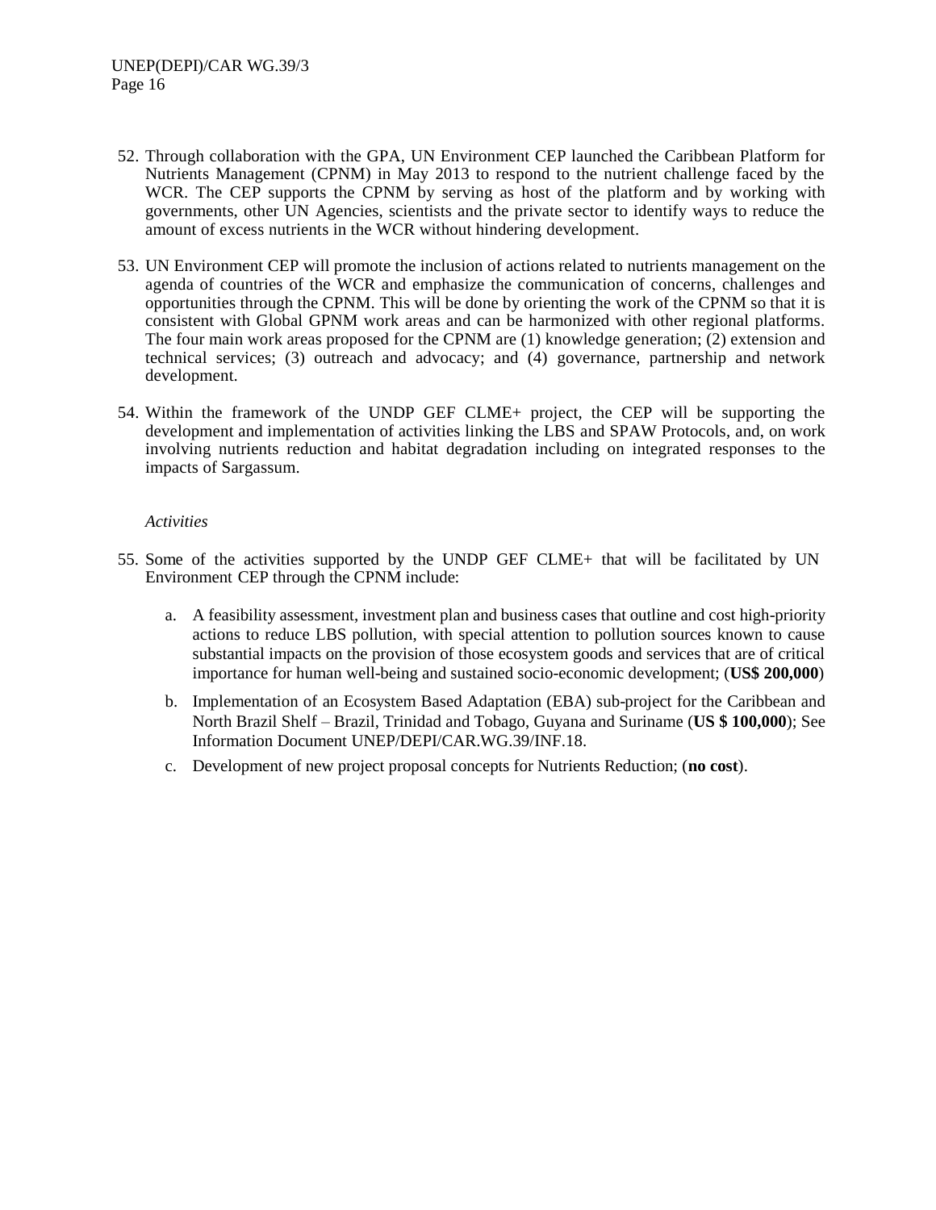52. Through collaboration with the GPA, UN Environment CEP launched the Caribbean Platform for Nutrients Management (CPNM) in May 2013 to respond to the nutrient challenge faced by the WCR. The CEP supports the CPNM by serving as host of the platform and by working with governments, other UN Agencies, scientists and the private sector to identify ways to reduce the amount of excess nutrients in the WCR without hindering development.

53. UN Environment CEP will promote the inclusion of actions related to nutrients management on the agenda of countries of the WCR and emphasize the communication of concerns, challenges and opportunities through the CPNM. This will be done by orienting the work of the CPNM so that it is consistent with Global GPNM work areas and can be harmonized with other regional platforms. The four main work areas proposed for the CPNM are (1) knowledge generation; (2) extension and technical services; (3) outreach and advocacy; and (4) governance, partnership and network development.

54. Within the framework of the UNDP GEF CLME+ project, the CEP will be supporting the development and implementation of activities linking the LBS and SPAW Protocols, and, on work involving nutrients reduction and habitat degradation including on integrated responses to the impacts of Sargassum.

*Activities*

55. Some of the activities supported by the UNDP GEF CLME+ that will be facilitated by UN Environment CEP through the CPNM include:

    a. A feasibility assessment, investment plan and business cases that outline and cost high-priority actions to reduce LBS pollution, with special attention to pollution sources known to cause substantial impacts on the provision of those ecosystem goods and services that are of critical importance for human well-being and sustained socio-economic development; (**US$ 200,000**)

    b. Implementation of an Ecosystem Based Adaptation (EBA) sub-project for the Caribbean and North Brazil Shelf – Brazil, Trinidad and Tobago, Guyana and Suriname (**US $ 100,000**); See Information Document UNEP/DEPI/CAR.WG.39/INF.18.

    c. Development of new project proposal concepts for Nutrients Reduction; (**no cost**).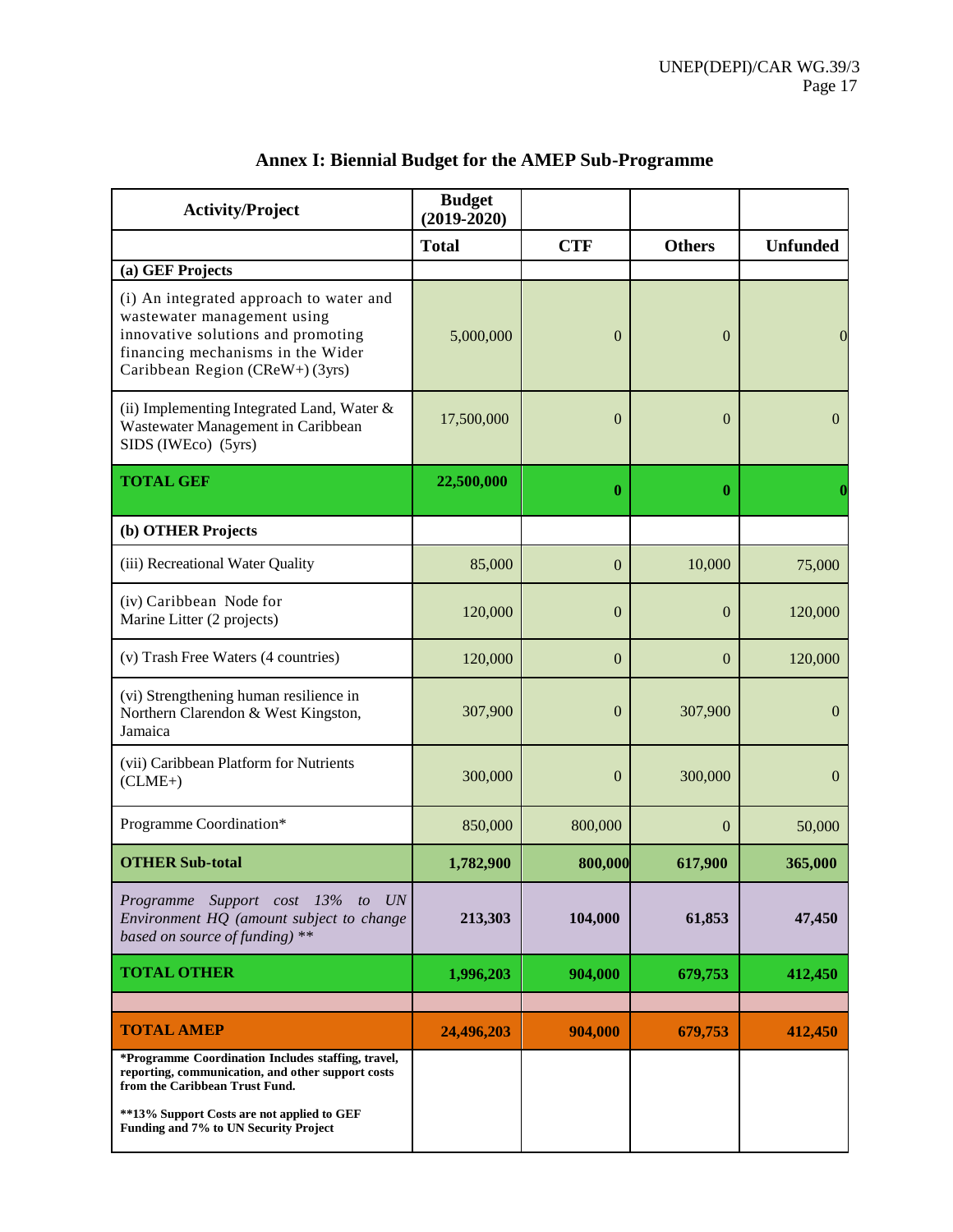# Annex I: Biennial Budget for the AMEP Sub-Programme

| Activity/Project | Budget (2019-2020) | | | |
|---|---|---|---|---|
| | **Total** | **CTF** | **Others** | **Unfunded** |
| **(a) GEF Projects** | | | | |
| (i) An integrated approach to water and wastewater management using innovative solutions and promoting financing mechanisms in the Wider Caribbean Region (CReW+) (3yrs) | 5,000,000 | 0 | 0 | 0 |
| (ii) Implementing Integrated Land, Water & Wastewater Management in Caribbean SIDS (IWEco) (5yrs) | 17,500,000 | 0 | 0 | 0 |
| **TOTAL GEF** | **22,500,000** | **0** | **0** | **0** |
| **(b) OTHER Projects** | | | | |
| (iii) Recreational Water Quality | 85,000 | 0 | 10,000 | 75,000 |
| (iv) Caribbean Node for Marine Litter (2 projects) | 120,000 | 0 | 0 | 120,000 |
| (v) Trash Free Waters (4 countries) | 120,000 | 0 | 0 | 120,000 |
| (vi) Strengthening human resilience in Northern Clarendon & West Kingston, Jamaica | 307,900 | 0 | 307,900 | 0 |
| (vii) Caribbean Platform for Nutrients (CLME+) | 300,000 | 0 | 300,000 | 0 |
| Programme Coordination* | 850,000 | 800,000 | 0 | 50,000 |
| **OTHER Sub-total** | **1,782,900** | **800,000** | **617,900** | **365,000** |
| *Programme Support cost 13% to UN Environment HQ (amount subject to change based on source of funding) \*\** | **213,303** | **104,000** | **61,853** | **47,450** |
| **TOTAL OTHER** | **1,996,203** | **904,000** | **679,753** | **412,450** |
| | | | | |
| **TOTAL AMEP** | **24,496,203** | **904,000** | **679,753** | **412,450** |
| **\*Programme Coordination Includes staffing, travel, reporting, communication, and other support costs from the Caribbean Trust Fund.** <br><br> **\*\*13% Support Costs are not applied to GEF Funding and 7% to UN Security Project** | | | | |